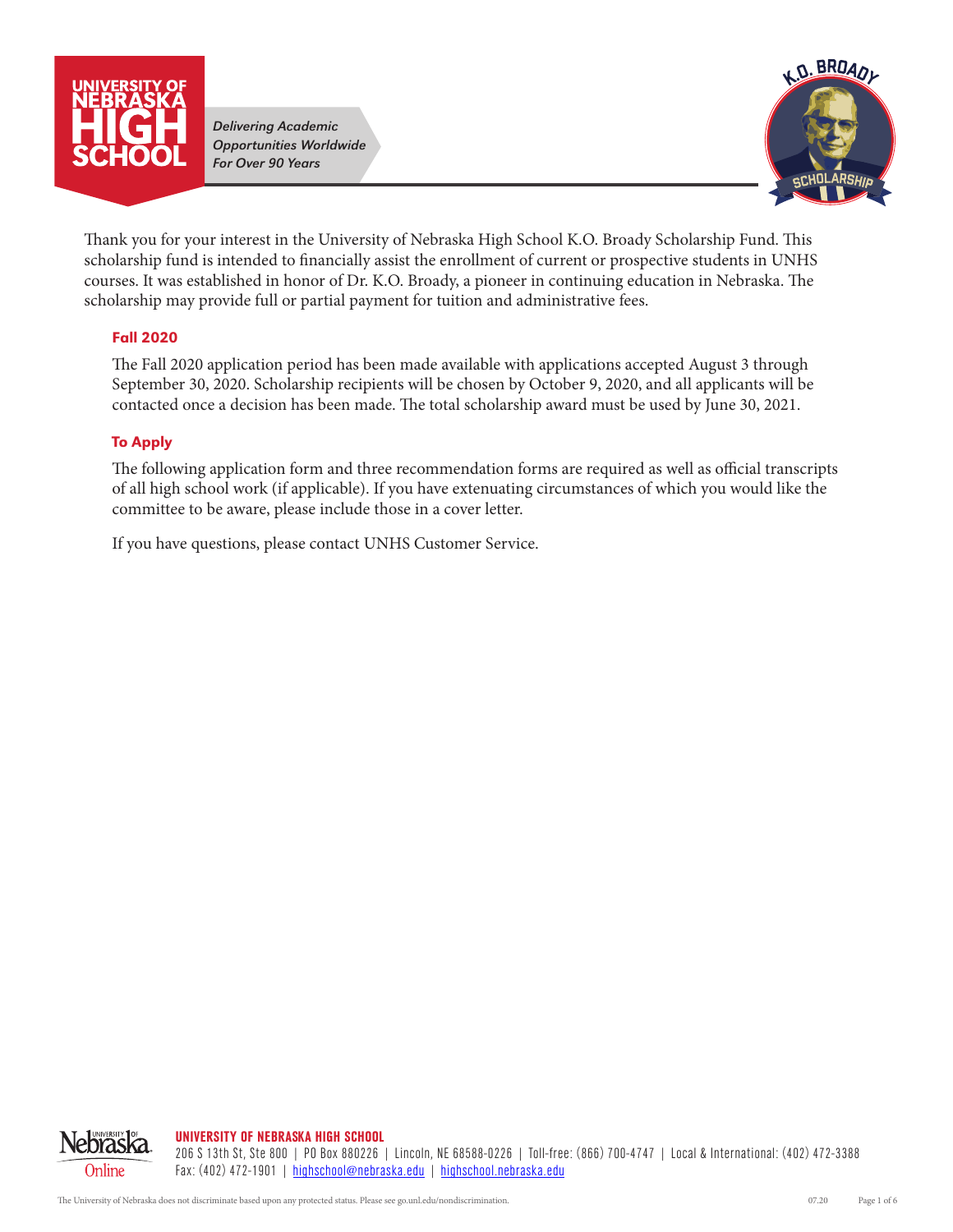# UNIVERSITY OF NEBRASKA HIGH SCHOOL

*Delivering Academic Opportunities Worldwide For Over 90 Years*

K.O. BROADY SCHOLARSHIP

Thank you for your interest in the University of Nebraska High School K.O. Broady Scholarship Fund. This scholarship fund is intended to financially assist the enrollment of current or prospective students in UNHS courses. It was established in honor of Dr. K.O. Broady, a pioneer in continuing education in Nebraska. The scholarship may provide full or partial payment for tuition and administrative fees.

## Fall 2020

The Fall 2020 application period has been made available with applications accepted August 3 through September 30, 2020. Scholarship recipients will be chosen by October 9, 2020, and all applicants will be contacted once a decision has been made. The total scholarship award must be used by June 30, 2021.

## To Apply

The following application form and three recommendation forms are required as well as official transcripts of all high school work (if applicable). If you have extenuating circumstances of which you would like the committee to be aware, please include those in a cover letter.

If you have questions, please contact UNHS Customer Service.

**UNIVERSITY OF NEBRASKA HIGH SCHOOL**
206 S 13th St, Ste 800 | PO Box 880226 | Lincoln, NE 68588-0226 | Toll-free: (866) 700-4747 | Local & International: (402) 472-3388
Fax: (402) 472-1901 | highschool@nebraska.edu | highschool.nebraska.edu

The University of Nebraska does not discriminate based upon any protected status. Please see go.unl.edu/nondiscrimination.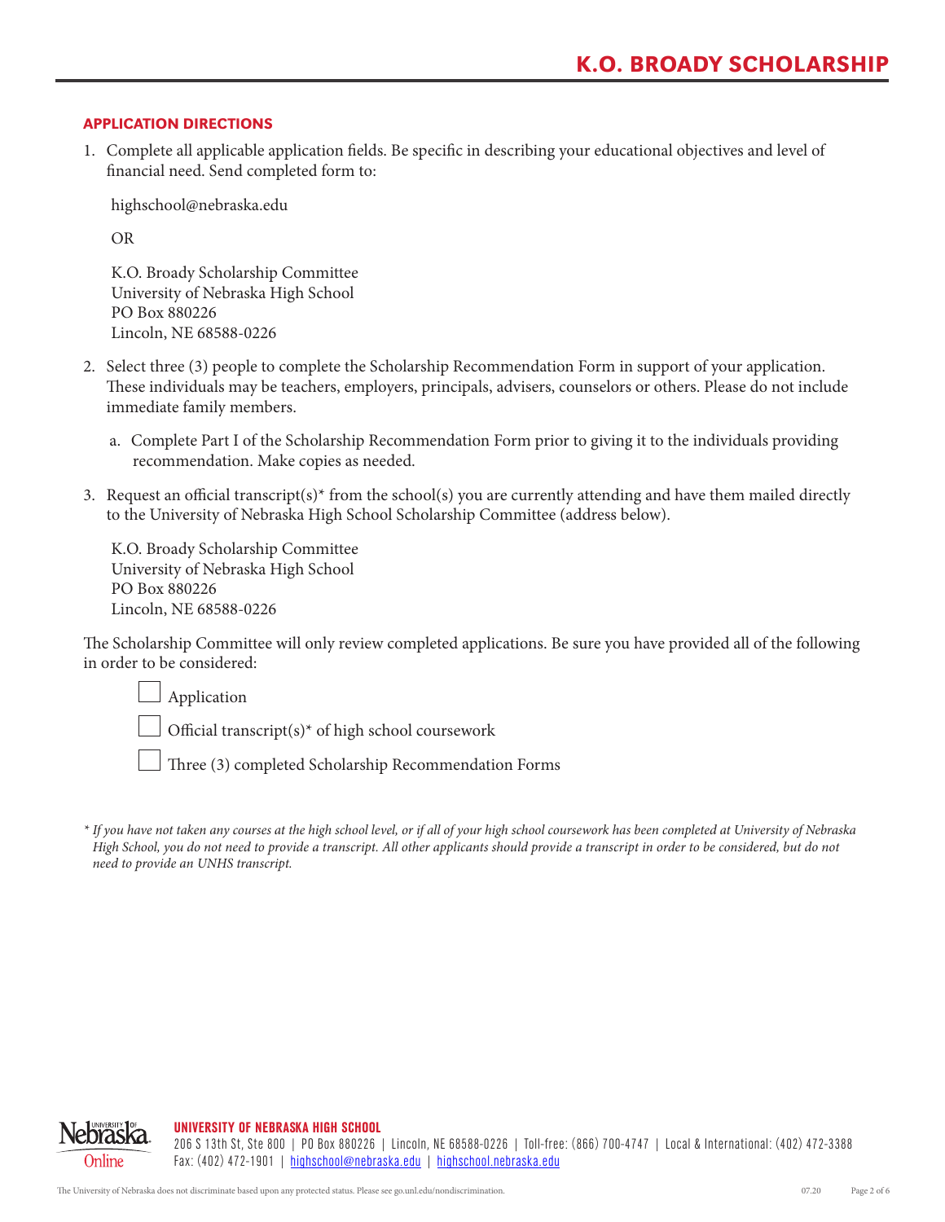# K.O. BROADY SCHOLARSHIP

## APPLICATION DIRECTIONS

1. Complete all applicable application fields. Be specific in describing your educational objectives and level of financial need. Send completed form to:

   highschool@nebraska.edu

   OR

   K.O. Broady Scholarship Committee
   University of Nebraska High School
   PO Box 880226
   Lincoln, NE 68588-0226

2. Select three (3) people to complete the Scholarship Recommendation Form in support of your application. These individuals may be teachers, employers, principals, advisers, counselors or others. Please do not include immediate family members.

   a. Complete Part I of the Scholarship Recommendation Form prior to giving it to the individuals providing recommendation. Make copies as needed.

3. Request an official transcript(s)* from the school(s) you are currently attending and have them mailed directly to the University of Nebraska High School Scholarship Committee (address below).

   K.O. Broady Scholarship Committee
   University of Nebraska High School
   PO Box 880226
   Lincoln, NE 68588-0226

The Scholarship Committee will only review completed applications. Be sure you have provided all of the following in order to be considered:

- ☐ Application
- ☐ Official transcript(s)* of high school coursework
- ☐ Three (3) completed Scholarship Recommendation Forms

*\* If you have not taken any courses at the high school level, or if all of your high school coursework has been completed at University of Nebraska High School, you do not need to provide a transcript. All other applicants should provide a transcript in order to be considered, but do not need to provide an UNHS transcript.*

**UNIVERSITY OF NEBRASKA HIGH SCHOOL**
206 S 13th St, Ste 800 | PO Box 880226 | Lincoln, NE 68588-0226 | Toll-free: (866) 700-4747 | Local & International: (402) 472-3388
Fax: (402) 472-1901 | highschool@nebraska.edu | highschool.nebraska.edu

The University of Nebraska does not discriminate based upon any protected status. Please see go.unl.edu/nondiscrimination.

07.20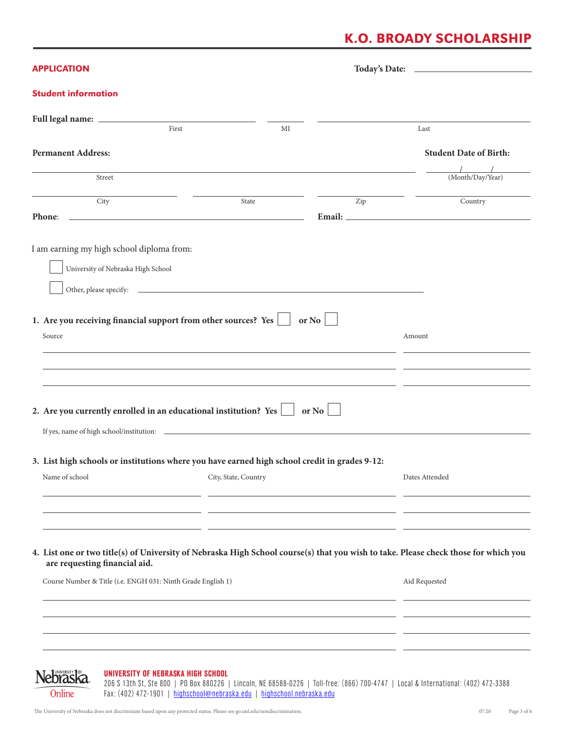# K.O. BROADY SCHOLARSHIP

## APPLICATION

**Today's Date:** ______________________

### Student information

**Full legal name:** ______________________ (First) ______ (MI) ______________________ (Last)

**Permanent Address:**

______________________________________________ (Street)

**Student Date of Birth:** ____ / ____ / ____ (Month/Day/Year)

______________ (City) ______________ (State) ______________ (Zip) ______________ (Country)

**Phone:** ______________________ **Email:** ______________________

I am earning my high school diploma from:

- ☐ University of Nebraska High School
- ☐ Other, please specify: ______________________

**1. Are you receiving financial support from other sources? Yes ☐ or No ☐**

| Source | Amount |
|---|---|
| | |
| | |
| | |

**2. Are you currently enrolled in an educational institution? Yes ☐ or No ☐**

If yes, name of high school/institution: ______________________

**3. List high schools or institutions where you have earned high school credit in grades 9-12:**

| Name of school | City, State, Country | Dates Attended |
|---|---|---|
| | | |
| | | |
| | | |

**4. List one or two title(s) of University of Nebraska High School course(s) that you wish to take. Please check those for which you are requesting financial aid.**

| Course Number & Title (i.e. ENGH 031: Ninth Grade English 1) | Aid Requested |
|---|---|
| | |
| | |
| | |
| | |

**UNIVERSITY OF NEBRASKA HIGH SCHOOL**
206 S 13th St, Ste 800 | PO Box 880226 | Lincoln, NE 68588-0226 | Toll-free: (866) 700-4747 | Local & International: (402) 472-3388
Fax: (402) 472-1901 | highschool@nebraska.edu | highschool.nebraska.edu

The University of Nebraska does not discriminate based upon any protected status. Please see go.unl.edu/nondiscrimination.

07.20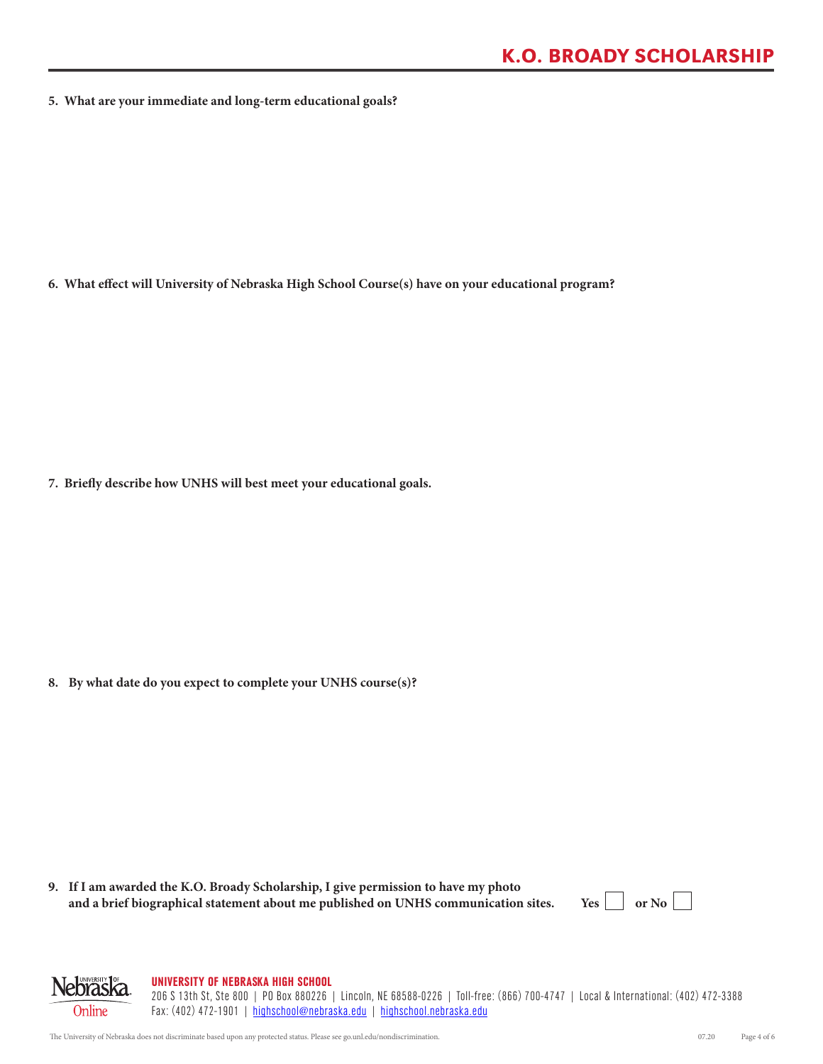5. **What are your immediate and long-term educational goals?**

6. **What effect will University of Nebraska High School Course(s) have on your educational program?**

7. **Briefly describe how UNHS will best meet your educational goals.**

8. **By what date do you expect to complete your UNHS course(s)?**

9. **If I am awarded the K.O. Broady Scholarship, I give permission to have my photo and a brief biographical statement about me published on UNHS communication sites.** **Yes** ☐ **or No** ☐

**UNIVERSITY OF NEBRASKA HIGH SCHOOL**
206 S 13th St, Ste 800 | PO Box 880226 | Lincoln, NE 68588-0226 | Toll-free: (866) 700-4747 | Local & International: (402) 472-3388
Fax: (402) 472-1901 | highschool@nebraska.edu | highschool.nebraska.edu

The University of Nebraska does not discriminate based upon any protected status. Please see go.unl.edu/nondiscrimination.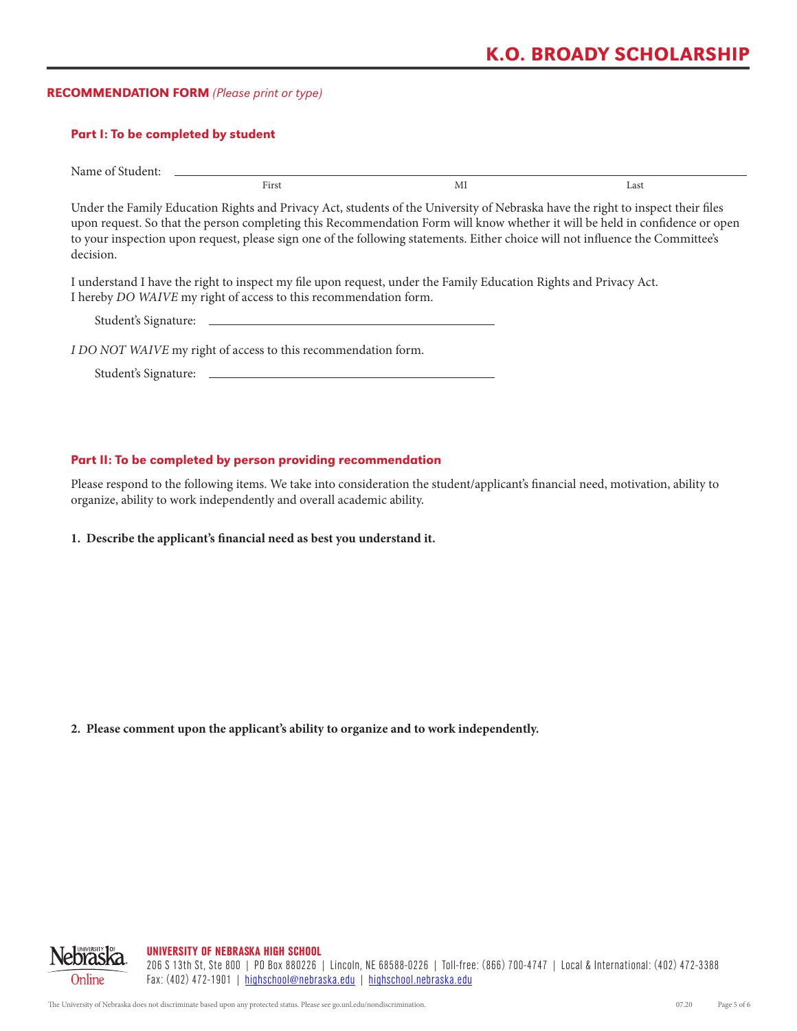# K.O. BROADY SCHOLARSHIP

## RECOMMENDATION FORM *(Please print or type)*

### Part I: To be completed by student

Name of Student: ______________________________________________
First MI Last

Under the Family Education Rights and Privacy Act, students of the University of Nebraska have the right to inspect their files upon request. So that the person completing this Recommendation Form will know whether it will be held in confidence or open to your inspection upon request, please sign one of the following statements. Either choice will not influence the Committee's decision.

I understand I have the right to inspect my file upon request, under the Family Education Rights and Privacy Act. I hereby *DO WAIVE* my right of access to this recommendation form.

Student's Signature: ______________________________

*I DO NOT WAIVE* my right of access to this recommendation form.

Student's Signature: ______________________________

### Part II: To be completed by person providing recommendation

Please respond to the following items. We take into consideration the student/applicant's financial need, motivation, ability to organize, ability to work independently and overall academic ability.

**1. Describe the applicant's financial need as best you understand it.**

**2. Please comment upon the applicant's ability to organize and to work independently.**

**UNIVERSITY OF NEBRASKA HIGH SCHOOL**
206 S 13th St, Ste 800 | PO Box 880226 | Lincoln, NE 68588-0226 | Toll-free: (866) 700-4747 | Local & International: (402) 472-3388
Fax: (402) 472-1901 | highschool@nebraska.edu | highschool.nebraska.edu

The University of Nebraska does not discriminate based upon any protected status. Please see go.unl.edu/nondiscrimination.

07.20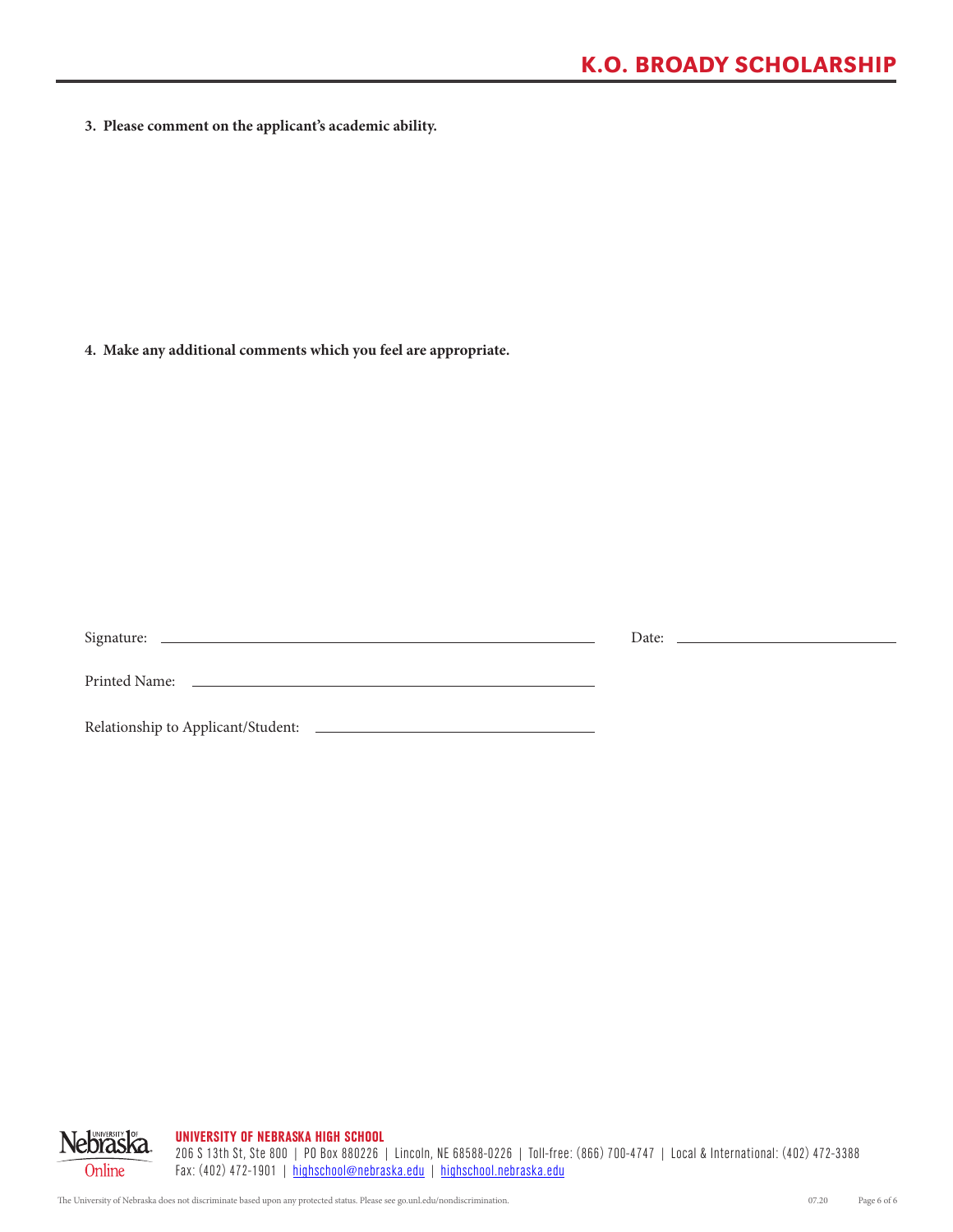**3. Please comment on the applicant's academic ability.**

**4. Make any additional comments which you feel are appropriate.**

Signature: ______________________________ Date: ______________

Printed Name: ______________________________

Relationship to Applicant/Student: ______________________________

**UNIVERSITY OF NEBRASKA HIGH SCHOOL**
206 S 13th St, Ste 800 | PO Box 880226 | Lincoln, NE 68588-0226 | Toll-free: (866) 700-4747 | Local & International: (402) 472-3388
Fax: (402) 472-1901 | highschool@nebraska.edu | highschool.nebraska.edu

The University of Nebraska does not discriminate based upon any protected status. Please see go.unl.edu/nondiscrimination.

07.20